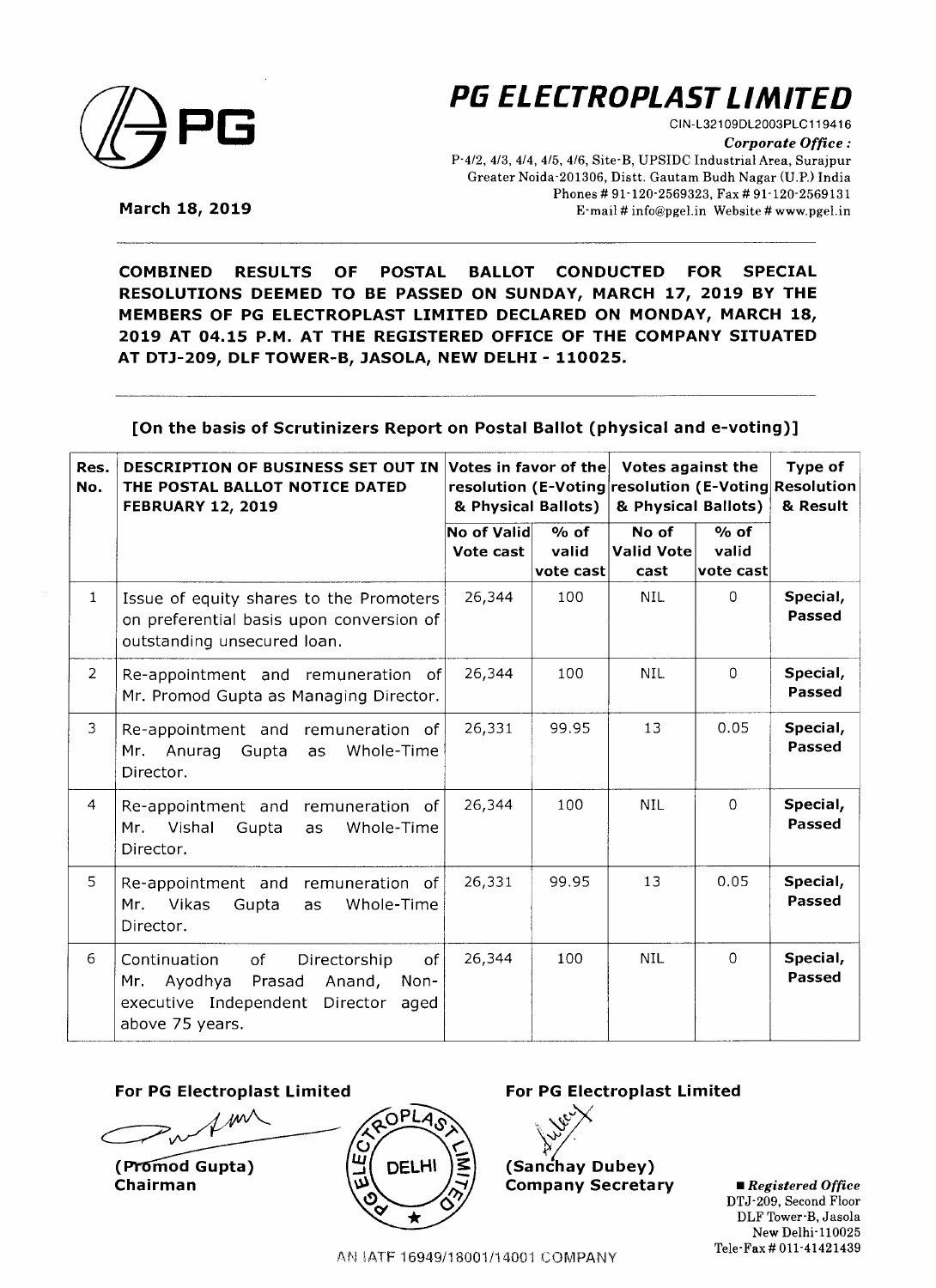# PG ELECTROPLAST LIMITED

CIN-L32109DL2003PLC119416

*Corporate Office :*
P-4/2, 4/3, 4/4, 4/5, 4/6, Site-B, UPSIDC Industrial Area, Surajpur
Greater Noida-201306, Distt. Gautam Budh Nagar (U.P.) India
Phones # 91-120-2569323, Fax # 91-120-2569131
E-mail # info@pgel.in Website # www.pgel.in

**March 18, 2019**

**COMBINED RESULTS OF POSTAL BALLOT CONDUCTED FOR SPECIAL RESOLUTIONS DEEMED TO BE PASSED ON SUNDAY, MARCH 17, 2019 BY THE MEMBERS OF PG ELECTROPLAST LIMITED DECLARED ON MONDAY, MARCH 18, 2019 AT 04.15 P.M. AT THE REGISTERED OFFICE OF THE COMPANY SITUATED AT DTJ-209, DLF TOWER-B, JASOLA, NEW DELHI - 110025.**

**[On the basis of Scrutinizers Report on Postal Ballot (physical and e-voting)]**

| Res. No. | DESCRIPTION OF BUSINESS SET OUT IN THE POSTAL BALLOT NOTICE DATED FEBRUARY 12, 2019 | Votes in favor of the resolution (E-Voting & Physical Ballots) | | Votes against the resolution (E-Voting & Physical Ballots) | | Type of Resolution & Result |
|---|---|---|---|---|---|---|
| | | No of Valid Vote cast | % of valid vote cast | No of Valid Vote cast | % of valid vote cast | |
| 1 | Issue of equity shares to the Promoters on preferential basis upon conversion of outstanding unsecured loan. | 26,344 | 100 | NIL | 0 | Special, **Passed** |
| 2 | Re-appointment and remuneration of Mr. Promod Gupta as Managing Director. | 26,344 | 100 | NIL | 0 | Special, **Passed** |
| 3 | Re-appointment and remuneration of Mr. Anurag Gupta as Whole-Time Director. | 26,331 | 99.95 | 13 | 0.05 | Special, **Passed** |
| 4 | Re-appointment and remuneration of Mr. Vishal Gupta as Whole-Time Director. | 26,344 | 100 | NIL | 0 | Special, **Passed** |
| 5 | Re-appointment and remuneration of Mr. Vikas Gupta as Whole-Time Director. | 26,331 | 99.95 | 13 | 0.05 | Special, **Passed** |
| 6 | Continuation of Directorship of Mr. Ayodhya Prasad Anand, Non-executive Independent Director aged above 75 years. | 26,344 | 100 | NIL | 0 | Special, **Passed** |

**For PG Electroplast Limited**

**(Promod Gupta)**
**Chairman**

**For PG Electroplast Limited**

**(Sanchay Dubey)**
**Company Secretary**

*Registered Office*
DTJ-209, Second Floor
DLF Tower-B, Jasola
New Delhi-110025
Tele-Fax # 011-41421439

AN IATF 16949/18001/14001 COMPANY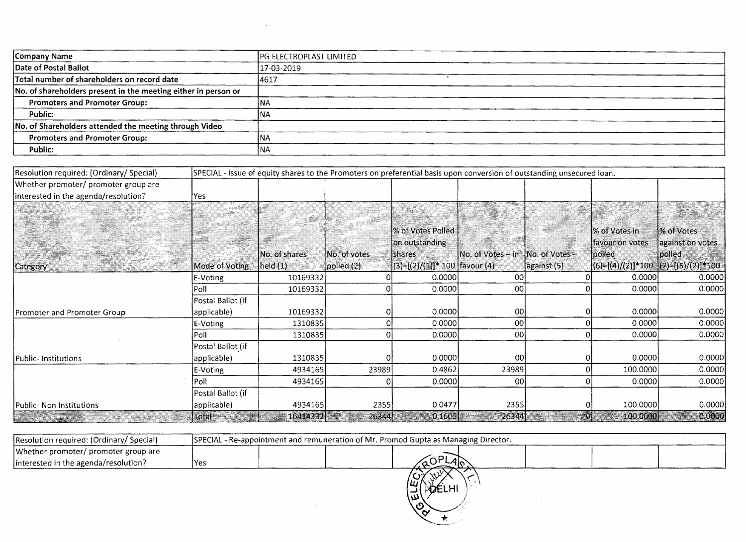| Company Name | PG ELECTROPLAST LIMITED |
|---|---|
| Date of Postal Ballot | 17-03-2019 |
| Total number of shareholders on record date | 4617 |
| No. of shareholders present in the meeting either in person or | |
| Promoters and Promoter Group: | NA |
| Public: | NA |
| No. of Shareholders attended the meeting through Video | |
| Promoters and Promoter Group: | NA |
| Public: | NA |

| Resolution required: (Ordinary/ Special) | SPECIAL - Issue of equity shares to the Promoters on preferential basis upon conversion of outstanding unsecured loan. | | | | | | | |
|---|---|---|---|---|---|---|---|---|
| Whether promoter/ promoter group are interested in the agenda/resolution? | Yes | | | | | | | |
| Category | Mode of Voting | No. of shares held (1) | No. of votes polled (2) | % of Votes Polled on outstanding shares (3)=[(2)/(1)]* 100 | No. of Votes – in favour (4) | No. of Votes – against (5) | % of Votes in favour on votes polled (6)=[(4)/(2)]*100 | % of Votes against on votes polled (7)=[(5)/(2)]*100 |
| Promoter and Promoter Group | E-Voting | 10169332 | 0 | 0.0000 | 00 | 0 | 0.0000 | 0.0000 |
| | Poll | 10169332 | 0 | 0.0000 | 00 | 0 | 0.0000 | 0.0000 |
| | Postal Ballot (if applicable) | 10169332 | 0 | 0.0000 | 00 | 0 | 0.0000 | 0.0000 |
| Public- Institutions | E-Voting | 1310835 | 0 | 0.0000 | 00 | 0 | 0.0000 | 0.0000 |
| | Poll | 1310835 | 0 | 0.0000 | 00 | 0 | 0.0000 | 0.0000 |
| | Postal Ballot (if applicable) | 1310835 | 0 | 0.0000 | 00 | 0 | 0.0000 | 0.0000 |
| Public- Non Institutions | E-Voting | 4934165 | 23989 | 0.4862 | 23989 | 0 | 100.0000 | 0.0000 |
| | Poll | 4934165 | 0 | 0.0000 | 00 | 0 | 0.0000 | 0.0000 |
| | Postal Ballot (if applicable) | 4934165 | 2355 | 0.0477 | 2355 | 0 | 100.0000 | 0.0000 |
| | Total | 16414332 | 26344 | 0.1605 | 26344 | 0 | 100.0000 | 0.0000 |

| Resolution required: (Ordinary/ Special) | SPECIAL - Re-appointment and remuneration of Mr. Promod Gupta as Managing Director. |
|---|---|
| Whether promoter/ promoter group are interested in the agenda/resolution? | Yes |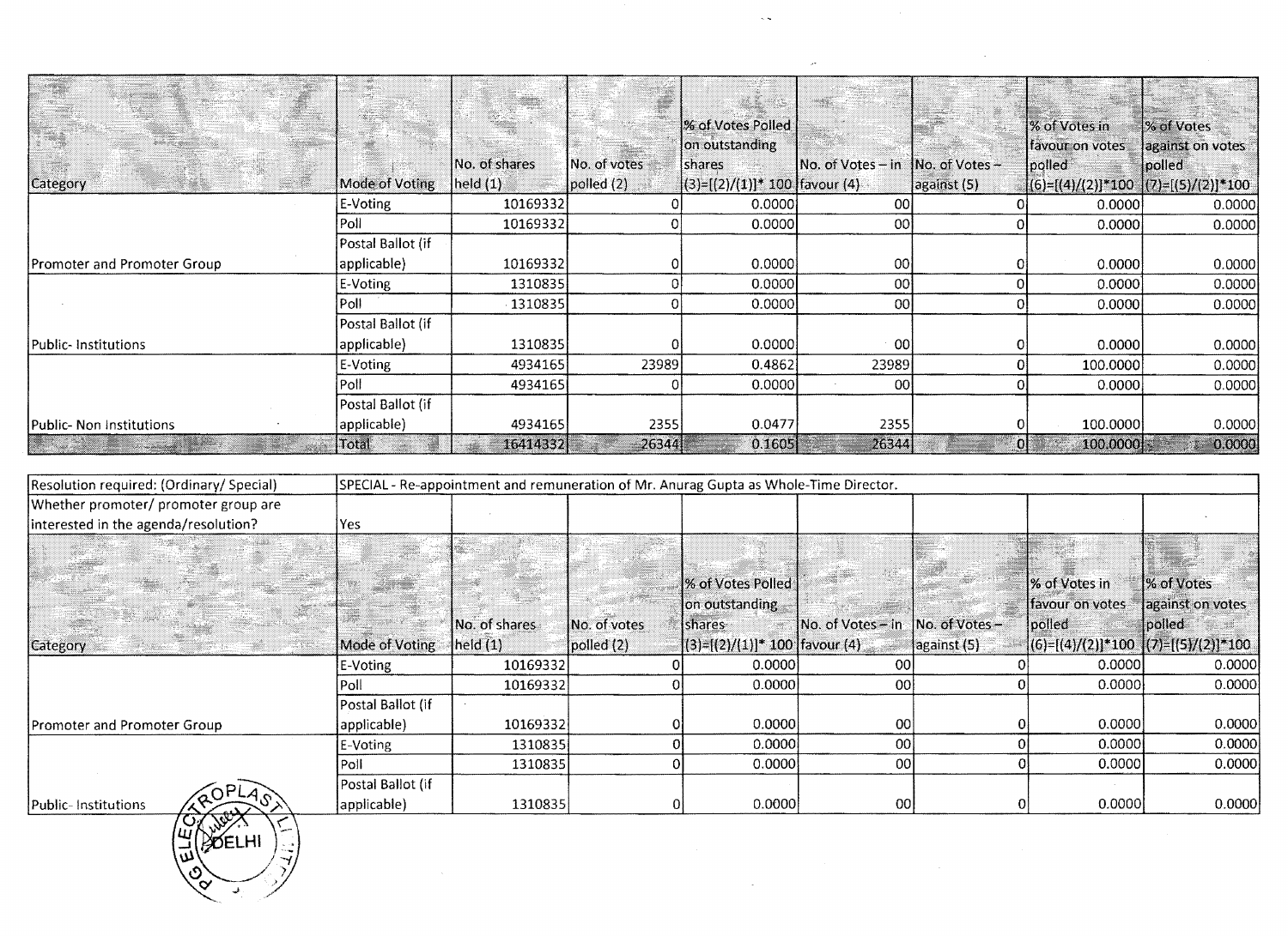| Category | Mode of Voting | No. of shares held (1) | No. of votes polled (2) | % of Votes Polled on outstanding shares (3)=[(2)/(1)]* 100 | No. of Votes – in favour (4) | No. of Votes – against (5) | % of Votes in favour on votes polled (6)=[(4)/(2)]*100 | % of Votes against on votes polled (7)=[(5)/(2)]*100 |
|---|---|---|---|---|---|---|---|---|
| Promoter and Promoter Group | E-Voting | 10169332 | 0 | 0.0000 | 00 | 0 | 0.0000 | 0.0000 |
| | Poll | 10169332 | 0 | 0.0000 | 00 | 0 | 0.0000 | 0.0000 |
| | Postal Ballot (if applicable) | 10169332 | 0 | 0.0000 | 00 | 0 | 0.0000 | 0.0000 |
| Public- Institutions | E-Voting | 1310835 | 0 | 0.0000 | 00 | 0 | 0.0000 | 0.0000 |
| | Poll | 1310835 | 0 | 0.0000 | 00 | 0 | 0.0000 | 0.0000 |
| | Postal Ballot (if applicable) | 1310835 | 0 | 0.0000 | 00 | 0 | 0.0000 | 0.0000 |
| Public- Non Institutions | E-Voting | 4934165 | 23989 | 0.4862 | 23989 | 0 | 100.0000 | 0.0000 |
| | Poll | 4934165 | 0 | 0.0000 | 00 | 0 | 0.0000 | 0.0000 |
| | Postal Ballot (if applicable) | 4934165 | 2355 | 0.0477 | 2355 | 0 | 100.0000 | 0.0000 |
| | Total | 16414332 | 26344 | 0.1605 | 26344 | 0 | 100.0000 | 0.0000 |

| Resolution required: (Ordinary/ Special) | SPECIAL - Re-appointment and remuneration of Mr. Anurag Gupta as Whole-Time Director. | | | | | | | |
|---|---|---|---|---|---|---|---|---|
| Whether promoter/ promoter group are interested in the agenda/resolution? | Yes | | | | | | | |
| **Category** | **Mode of Voting** | **No. of shares held (1)** | **No. of votes polled (2)** | **% of Votes Polled on outstanding shares (3)=[(2)/(1)]* 100** | **No. of Votes – in favour (4)** | **No. of Votes – against (5)** | **% of Votes in favour on votes polled (6)=[(4)/(2)]*100** | **% of Votes against on votes polled (7)=[(5)/(2)]*100** |
| Promoter and Promoter Group | E-Voting | 10169332 | 0 | 0.0000 | 00 | 0 | 0.0000 | 0.0000 |
| | Poll | 10169332 | 0 | 0.0000 | 00 | 0 | 0.0000 | 0.0000 |
| | Postal Ballot (if applicable) | 10169332 | 0 | 0.0000 | 00 | 0 | 0.0000 | 0.0000 |
| Public- Institutions | E-Voting | 1310835 | 0 | 0.0000 | 00 | 0 | 0.0000 | 0.0000 |
| | Poll | 1310835 | 0 | 0.0000 | 00 | 0 | 0.0000 | 0.0000 |
| | Postal Ballot (if applicable) | 1310835 | 0 | 0.0000 | 00 | 0 | 0.0000 | 0.0000 |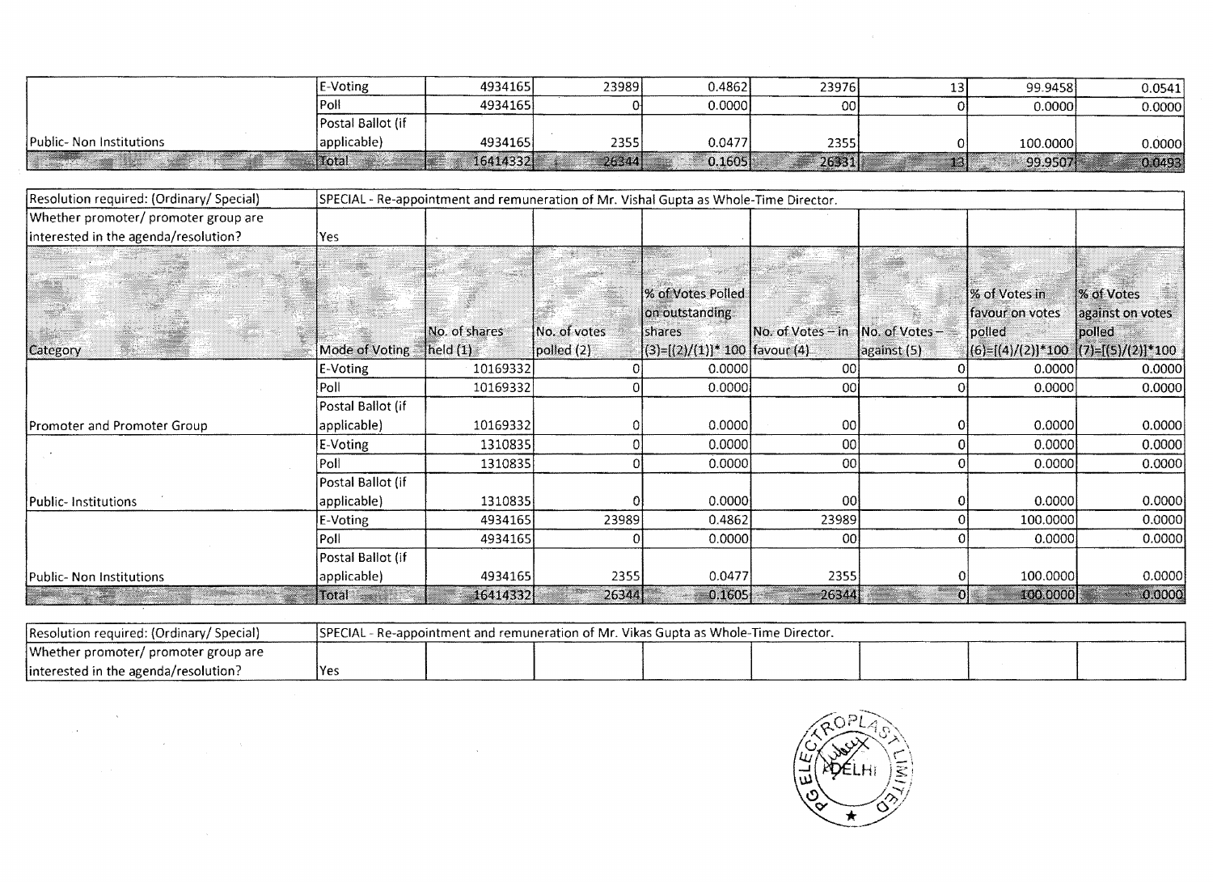| | E-Voting | 4934165 | 23989 | 0.4862 | 23976 | 13 | 99.9458 | 0.0541 |
|---|---|---|---|---|---|---|---|---|
| | Poll | 4934165 | 0 | 0.0000 | 00 | 0 | 0.0000 | 0.0000 |
| Public- Non Institutions | Postal Ballot (if applicable) | 4934165 | 2355 | 0.0477 | 2355 | 0 | 100.0000 | 0.0000 |
| | Total | 16414332 | 26344 | 0.1605 | 26331 | 13 | 99.9507 | 0.0493 |

| Resolution required: (Ordinary/ Special) | SPECIAL - Re-appointment and remuneration of Mr. Vishal Gupta as Whole-Time Director. | | | | | | | |
|---|---|---|---|---|---|---|---|---|
| Whether promoter/ promoter group are interested in the agenda/resolution? | Yes | | | | | | | |
| Category | Mode of Voting | No. of shares held (1) | No. of votes polled (2) | % of Votes Polled on outstanding shares (3)=[(2)/(1)]* 100 | No. of Votes – in favour (4) | No. of Votes – against (5) | % of Votes in favour on votes polled (6)=[(4)/(2)]*100 | % of Votes against on votes polled (7)=[(5)/(2)]*100 |
| | E-Voting | 10169332 | 0 | 0.0000 | 00 | 0 | 0.0000 | 0.0000 |
| | Poll | 10169332 | 0 | 0.0000 | 00 | 0 | 0.0000 | 0.0000 |
| Promoter and Promoter Group | Postal Ballot (if applicable) | 10169332 | 0 | 0.0000 | 00 | 0 | 0.0000 | 0.0000 |
| | E-Voting | 1310835 | 0 | 0.0000 | 00 | 0 | 0.0000 | 0.0000 |
| | Poll | 1310835 | 0 | 0.0000 | 00 | 0 | 0.0000 | 0.0000 |
| Public- Institutions | Postal Ballot (if applicable) | 1310835 | 0 | 0.0000 | 00 | 0 | 0.0000 | 0.0000 |
| | E-Voting | 4934165 | 23989 | 0.4862 | 23989 | 0 | 100.0000 | 0.0000 |
| | Poll | 4934165 | 0 | 0.0000 | 00 | 0 | 0.0000 | 0.0000 |
| Public- Non Institutions | Postal Ballot (if applicable) | 4934165 | 2355 | 0.0477 | 2355 | 0 | 100.0000 | 0.0000 |
| | Total | 16414332 | 26344 | 0.1605 | 26344 | 0 | 100.0000 | 0.0000 |

| Resolution required: (Ordinary/ Special) | SPECIAL - Re-appointment and remuneration of Mr. Vikas Gupta as Whole-Time Director. | | | | | | | |
|---|---|---|---|---|---|---|---|---|
| Whether promoter/ promoter group are interested in the agenda/resolution? | Yes | | | | | | | |

PG ELECTROPLAST LIMITED DELHI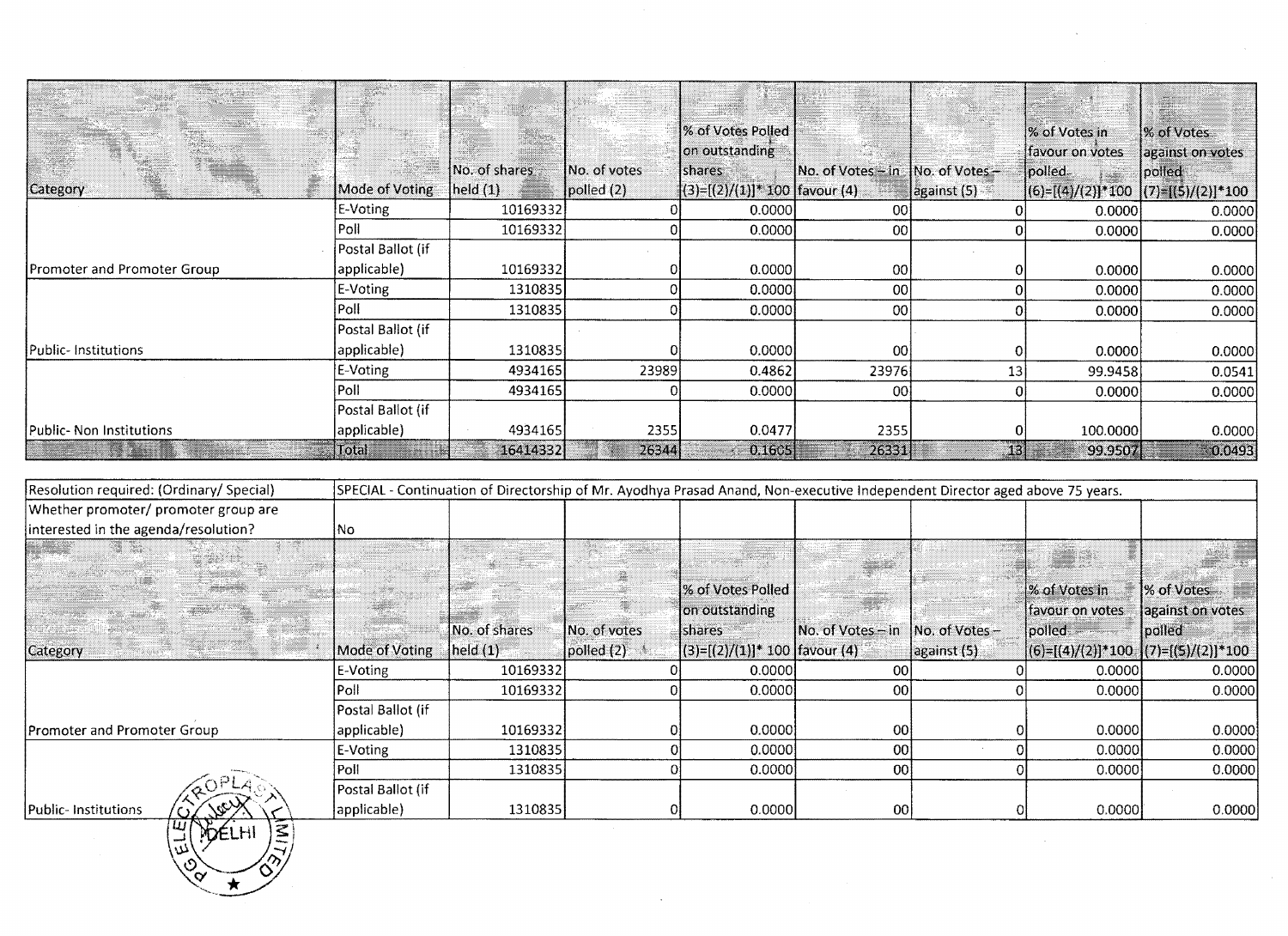| Category | Mode of Voting | No. of shares held (1) | No. of votes polled (2) | % of Votes Polled on outstanding shares (3)=[(2)/(1)]* 100 | No. of Votes – in favour (4) | No. of Votes – against (5) | % of Votes in favour on votes polled (6)=[(4)/(2)]*100 | % of Votes against on votes polled (7)=[(5)/(2)]*100 |
|---|---|---|---|---|---|---|---|---|
| Promoter and Promoter Group | E-Voting | 10169332 | 0 | 0.0000 | 00 | 0 | 0.0000 | 0.0000 |
| | Poll | 10169332 | 0 | 0.0000 | 00 | 0 | 0.0000 | 0.0000 |
| | Postal Ballot (if applicable) | 10169332 | 0 | 0.0000 | 00 | 0 | 0.0000 | 0.0000 |
| Public- Institutions | E-Voting | 1310835 | 0 | 0.0000 | 00 | 0 | 0.0000 | 0.0000 |
| | Poll | 1310835 | 0 | 0.0000 | 00 | 0 | 0.0000 | 0.0000 |
| | Postal Ballot (if applicable) | 1310835 | 0 | 0.0000 | 00 | 0 | 0.0000 | 0.0000 |
| Public- Non Institutions | E-Voting | 4934165 | 23989 | 0.4862 | 23976 | 13 | 99.9458 | 0.0541 |
| | Poll | 4934165 | 0 | 0.0000 | 00 | 0 | 0.0000 | 0.0000 |
| | Postal Ballot (if applicable) | 4934165 | 2355 | 0.0477 | 2355 | 0 | 100.0000 | 0.0000 |
| | Total | 16414332 | 26344 | 0.1605 | 26331 | 13 | 99.9507 | 0.0493 |

| Resolution required: (Ordinary/ Special) | SPECIAL - Continuation of Directorship of Mr. Ayodhya Prasad Anand, Non-executive Independent Director aged above 75 years. | | | | | | | |
|---|---|---|---|---|---|---|---|---|
| Whether promoter/ promoter group are interested in the agenda/resolution? | No | | | | | | | |
| Category | Mode of Voting | No. of shares held (1) | No. of votes polled (2) | % of Votes Polled on outstanding shares (3)=[(2)/(1)]* 100 | No. of Votes – in favour (4) | No. of Votes – against (5) | % of Votes in favour on votes polled (6)=[(4)/(2)]*100 | % of Votes against on votes polled (7)=[(5)/(2)]*100 |
| Promoter and Promoter Group | E-Voting | 10169332 | 0 | 0.0000 | 00 | 0 | 0.0000 | 0.0000 |
| | Poll | 10169332 | 0 | 0.0000 | 00 | 0 | 0.0000 | 0.0000 |
| | Postal Ballot (if applicable) | 10169332 | 0 | 0.0000 | 00 | 0 | 0.0000 | 0.0000 |
| Public- Institutions | E-Voting | 1310835 | 0 | 0.0000 | 00 | 0 | 0.0000 | 0.0000 |
| | Poll | 1310835 | 0 | 0.0000 | 00 | 0 | 0.0000 | 0.0000 |
| | Postal Ballot (if applicable) | 1310835 | 0 | 0.0000 | 00 | 0 | 0.0000 | 0.0000 |

PG ELECTROPLAST LIMITED DELHI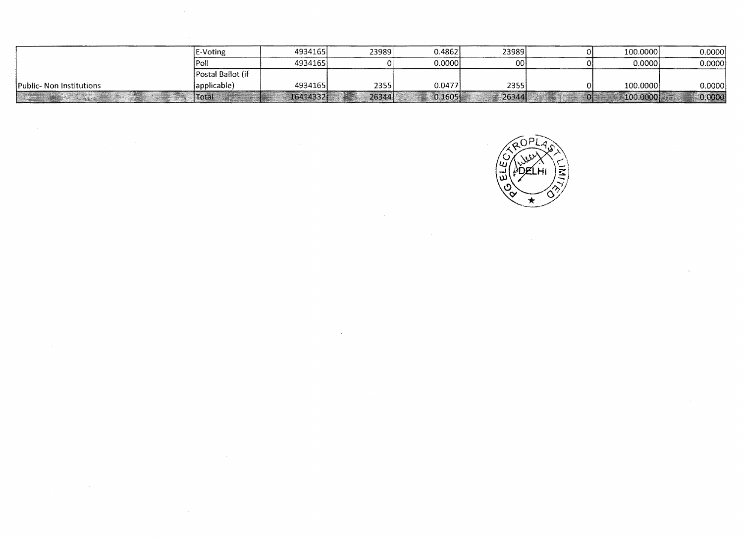| | | | | | | | | |
|---|---|---|---|---|---|---|---|---|
| | E-Voting | 4934165 | 23989 | 0.4862 | 23989 | 0 | 100.0000 | 0.0000 |
| | Poll | 4934165 | 0 | 0.0000 | 00 | 0 | 0.0000 | 0.0000 |
| Public- Non Institutions | Postal Ballot (if applicable) | 4934165 | 2355 | 0.0477 | 2355 | 0 | 100.0000 | 0.0000 |
| | Total | 16414332 | 26344 | 0.1605 | 26344 | 0 | 100.0000 | 0.0000 |

PG ELECTROPLAST LIMITED
DELHI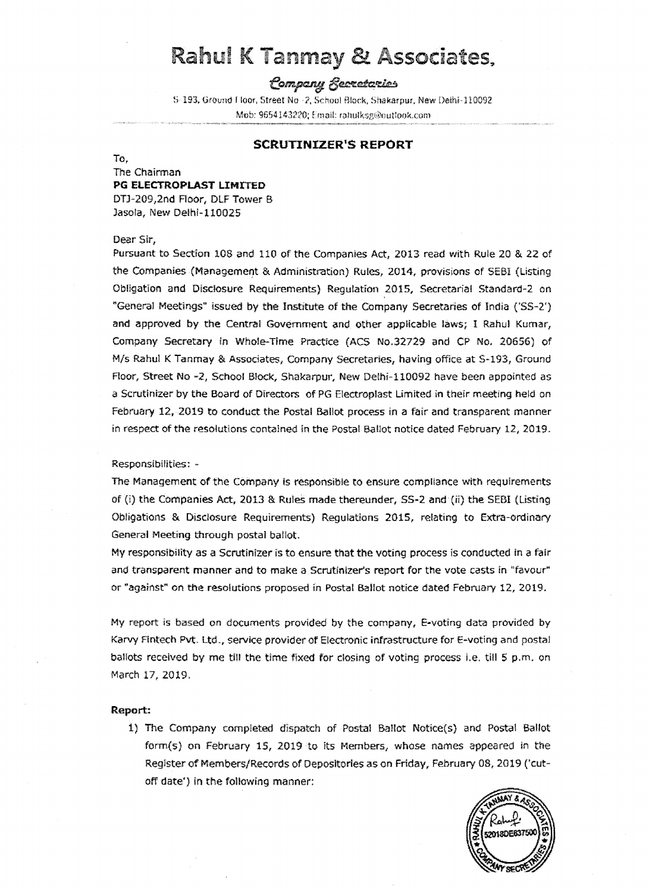# Rahul K Tanmay & Associates,

*Company Secretaries*

S-193, Ground Floor, Street No -2, School Block, Shakarpur, New Delhi-110092
Mob: 9654143220; Email: rahulksg@outlook.com

## SCRUTINIZER'S REPORT

To,
The Chairman
**PG ELECTROPLAST LIMITED**
DTJ-209,2nd Floor, DLF Tower B
Jasola, New Delhi-110025

Dear Sir,

Pursuant to Section 108 and 110 of the Companies Act, 2013 read with Rule 20 & 22 of the Companies (Management & Administration) Rules, 2014, provisions of SEBI (Listing Obligation and Disclosure Requirements) Regulation 2015, Secretarial Standard-2 on "General Meetings" issued by the Institute of the Company Secretaries of India ('SS-2') and approved by the Central Government and other applicable laws; I Rahul Kumar, Company Secretary in Whole-Time Practice (ACS No.32729 and CP No. 20656) of M/s Rahul K Tanmay & Associates, Company Secretaries, having office at S-193, Ground Floor, Street No -2, School Block, Shakarpur, New Delhi-110092 have been appointed as a Scrutinizer by the Board of Directors of PG Electroplast Limited in their meeting held on February 12, 2019 to conduct the Postal Ballot process in a fair and transparent manner in respect of the resolutions contained in the Postal Ballot notice dated February 12, 2019.

Responsibilities: -

The Management of the Company is responsible to ensure compliance with requirements of (i) the Companies Act, 2013 & Rules made thereunder, SS-2 and (ii) the SEBI (Listing Obligations & Disclosure Requirements) Regulations 2015, relating to Extra-ordinary General Meeting through postal ballot.

My responsibility as a Scrutinizer is to ensure that the voting process is conducted in a fair and transparent manner and to make a Scrutinizer's report for the vote casts in "favour" or "against" on the resolutions proposed in Postal Ballot notice dated February 12, 2019.

My report is based on documents provided by the company, E-voting data provided by Karvy Fintech Pvt. Ltd., service provider of Electronic infrastructure for E-voting and postal ballots received by me till the time fixed for closing of voting process i.e. till 5 p.m. on March 17, 2019.

**Report:**

1) The Company completed dispatch of Postal Ballot Notice(s) and Postal Ballot form(s) on February 15, 2019 to its Members, whose names appeared in the Register of Members/Records of Depositories as on Friday, February 08, 2019 ('cut-off date') in the following manner: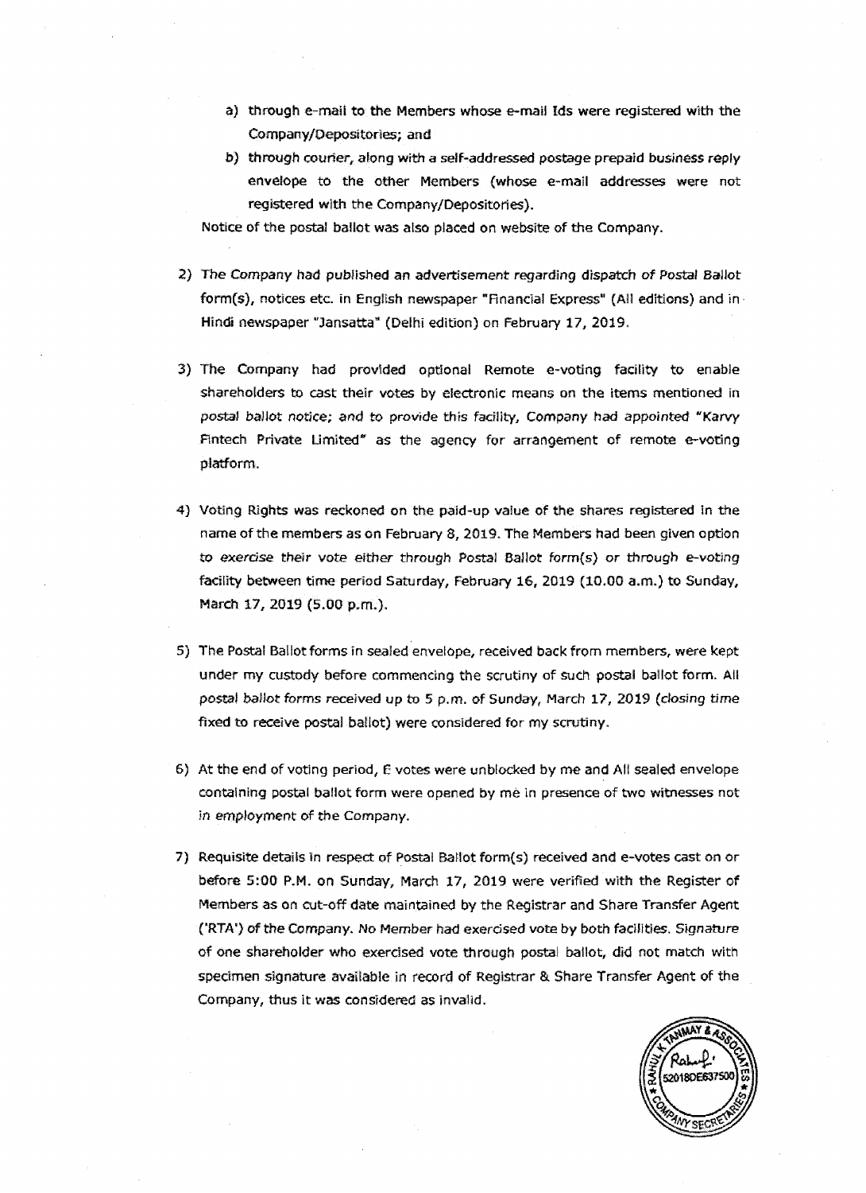a) through e-mail to the Members whose e-mail Ids were registered with the Company/Depositories; and

b) through courier, along with a self-addressed postage prepaid business reply envelope to the other Members (whose e-mail addresses were not registered with the Company/Depositories).

Notice of the postal ballot was also placed on website of the Company.

2) The Company had published an advertisement regarding dispatch of Postal Ballot form(s), notices etc. in English newspaper "Financial Express" (All editions) and in Hindi newspaper "Jansatta" (Delhi edition) on February 17, 2019.

3) The Company had provided optional Remote e-voting facility to enable shareholders to cast their votes by electronic means on the items mentioned in postal ballot notice; and to provide this facility, Company had appointed "Karvy Fintech Private Limited" as the agency for arrangement of remote e-voting platform.

4) Voting Rights was reckoned on the paid-up value of the shares registered in the name of the members as on February 8, 2019. The Members had been given option to exercise their vote either through Postal Ballot form(s) or through e-voting facility between time period Saturday, February 16, 2019 (10.00 a.m.) to Sunday, March 17, 2019 (5.00 p.m.).

5) The Postal Ballot forms in sealed envelope, received back from members, were kept under my custody before commencing the scrutiny of such postal ballot form. All postal ballot forms received up to 5 p.m. of Sunday, March 17, 2019 (closing time fixed to receive postal ballot) were considered for my scrutiny.

6) At the end of voting period, E votes were unblocked by me and All sealed envelope containing postal ballot form were opened by me in presence of two witnesses not in employment of the Company.

7) Requisite details in respect of Postal Ballot form(s) received and e-votes cast on or before 5:00 P.M. on Sunday, March 17, 2019 were verified with the Register of Members as on cut-off date maintained by the Registrar and Share Transfer Agent ('RTA') of the Company. No Member had exercised vote by both facilities. Signature of one shareholder who exercised vote through postal ballot, did not match with specimen signature available in record of Registrar & Share Transfer Agent of the Company, thus it was considered as invalid.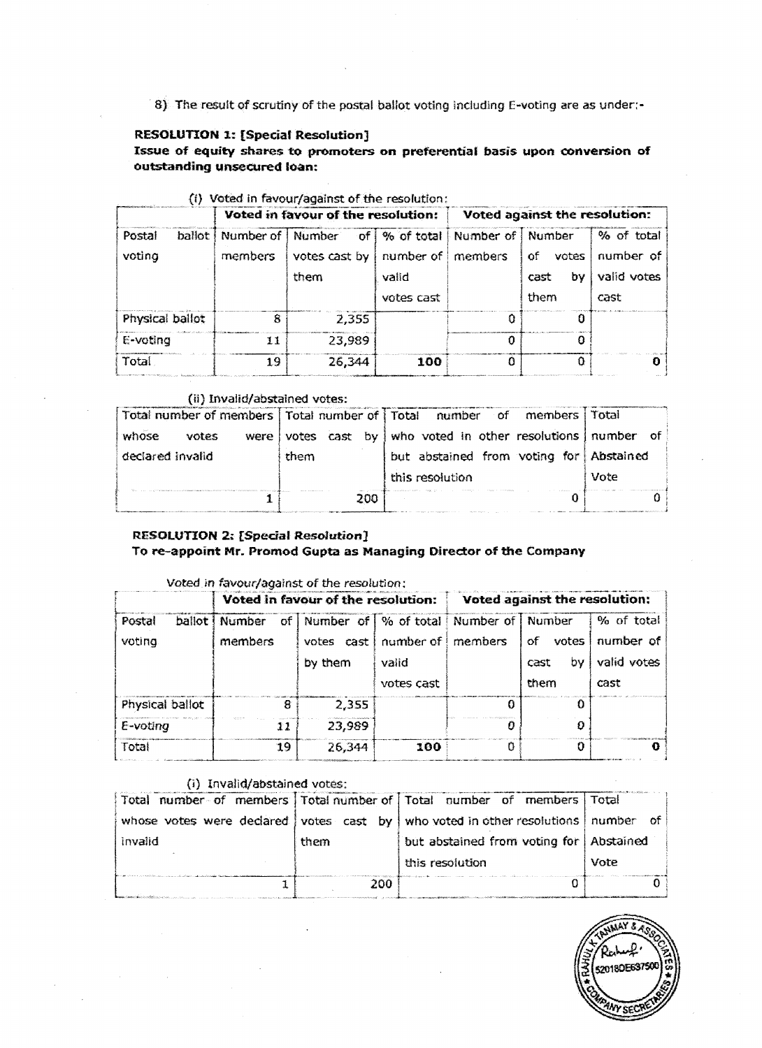8) The result of scrutiny of the postal ballot voting including E-voting are as under:-

**RESOLUTION 1: [Special Resolution]**

**Issue of equity shares to promoters on preferential basis upon conversion of outstanding unsecured loan:**

(i) Voted in favour/against of the resolution:

| | Voted in favour of the resolution: | | | Voted against the resolution: | | |
|---|---|---|---|---|---|---|
| Postal ballot voting | Number of members | Number of votes cast by them | % of total number of valid votes cast | Number of members | Number of votes cast by them | % of total number of valid votes cast |
| Physical ballot | 8 | 2,355 | | 0 | 0 | |
| E-voting | 11 | 23,989 | | 0 | 0 | |
| Total | 19 | 26,344 | 100 | 0 | 0 | 0 |

(ii) Invalid/abstained votes:

| Total number of members whose votes were declared invalid | Total number of votes cast by them | Total number of members who voted in other resolutions but abstained from voting for this resolution | Total number of Abstained Vote |
|---|---|---|---|
| 1 | 200 | 0 | 0 |

**RESOLUTION 2: [*Special Resolution*]**

**To re-appoint Mr. Promod Gupta as Managing Director of the Company**

*Voted in favour/against of the resolution:*

| | Voted in favour of the resolution: | | | Voted against the resolution: | | |
|---|---|---|---|---|---|---|
| Postal ballot voting | Number of members | Number of votes cast by them | % of total number of valid votes cast | Number of members | Number of votes cast by them | % of total number of valid votes cast |
| Physical ballot | 8 | 2,355 | | 0 | 0 | |
| E-voting | 11 | 23,989 | | 0 | 0 | |
| Total | 19 | 26,344 | 100 | 0 | 0 | 0 |

(i) Invalid/abstained votes:

| Total number of members whose votes were declared invalid | Total number of votes cast by them | Total number of members who voted in other resolutions but abstained from voting for this resolution | Total number of Abstained Vote |
|---|---|---|---|
| 1 | 200 | 0 | 0 |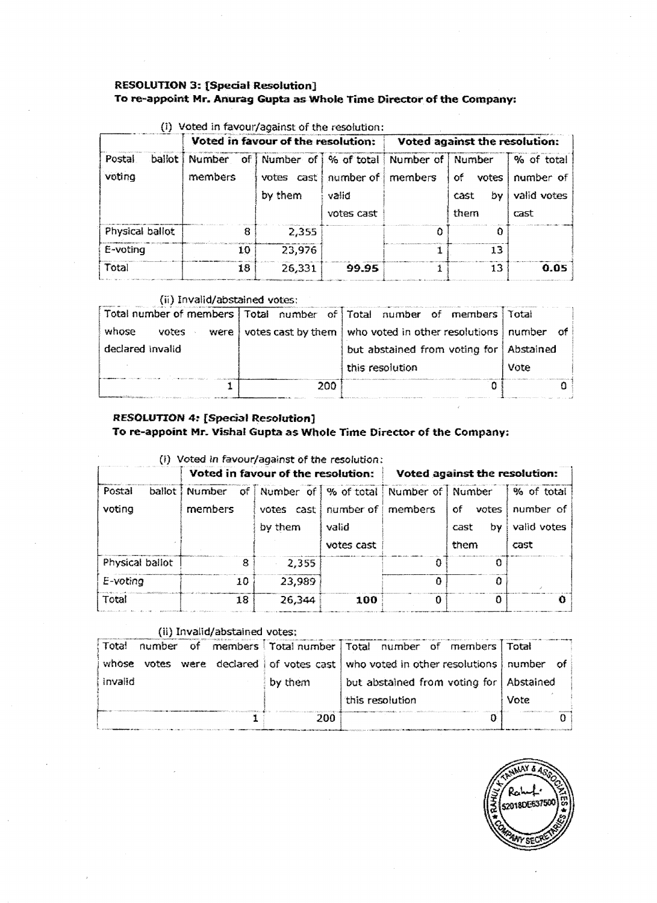**RESOLUTION 3: [Special Resolution]**
**To re-appoint Mr. Anurag Gupta as Whole Time Director of the Company:**

(i) Voted in favour/against of the resolution:

| | Voted in favour of the resolution: | | | Voted against the resolution: | | |
|---|---|---|---|---|---|---|
| Postal ballot voting | Number of members | Number of votes cast by them | % of total number of valid votes cast | Number of members | Number of votes cast by them | % of total number of valid votes cast |
| Physical ballot | 8 | 2,355 | | 0 | 0 | |
| E-voting | 10 | 23,976 | | 1 | 13 | |
| Total | 18 | 26,331 | **99.95** | 1 | 13 | **0.05** |

(ii) Invalid/abstained votes:

| Total number of members whose votes were declared invalid | Total number of votes cast by them | Total number of members who voted in other resolutions but abstained from voting for this resolution | Total number of Abstained Vote |
|---|---|---|---|
| 1 | 200 | 0 | 0 |

***RESOLUTION 4:* [Special Resolution]**
**To re-appoint Mr. Vishal Gupta as Whole Time Director of the Company:**

(i) Voted in favour/against of the resolution:

| | Voted in favour of the resolution: | | | Voted against the resolution: | | |
|---|---|---|---|---|---|---|
| Postal ballot voting | Number of members | Number of votes cast by them | % of total number of valid votes cast | Number of members | Number of votes cast by them | % of total number of valid votes cast |
| Physical ballot | 8 | 2,355 | | 0 | 0 | |
| E-voting | 10 | 23,989 | | 0 | 0 | |
| Total | 18 | 26,344 | **100** | 0 | 0 | **0** |

(ii) Invalid/abstained votes:

| Total number of members whose votes were declared invalid | Total number of votes cast by them | Total number of members who voted in other resolutions but abstained from voting for this resolution | Total number of Abstained Vote |
|---|---|---|---|
| 1 | 200 | 0 | 0 |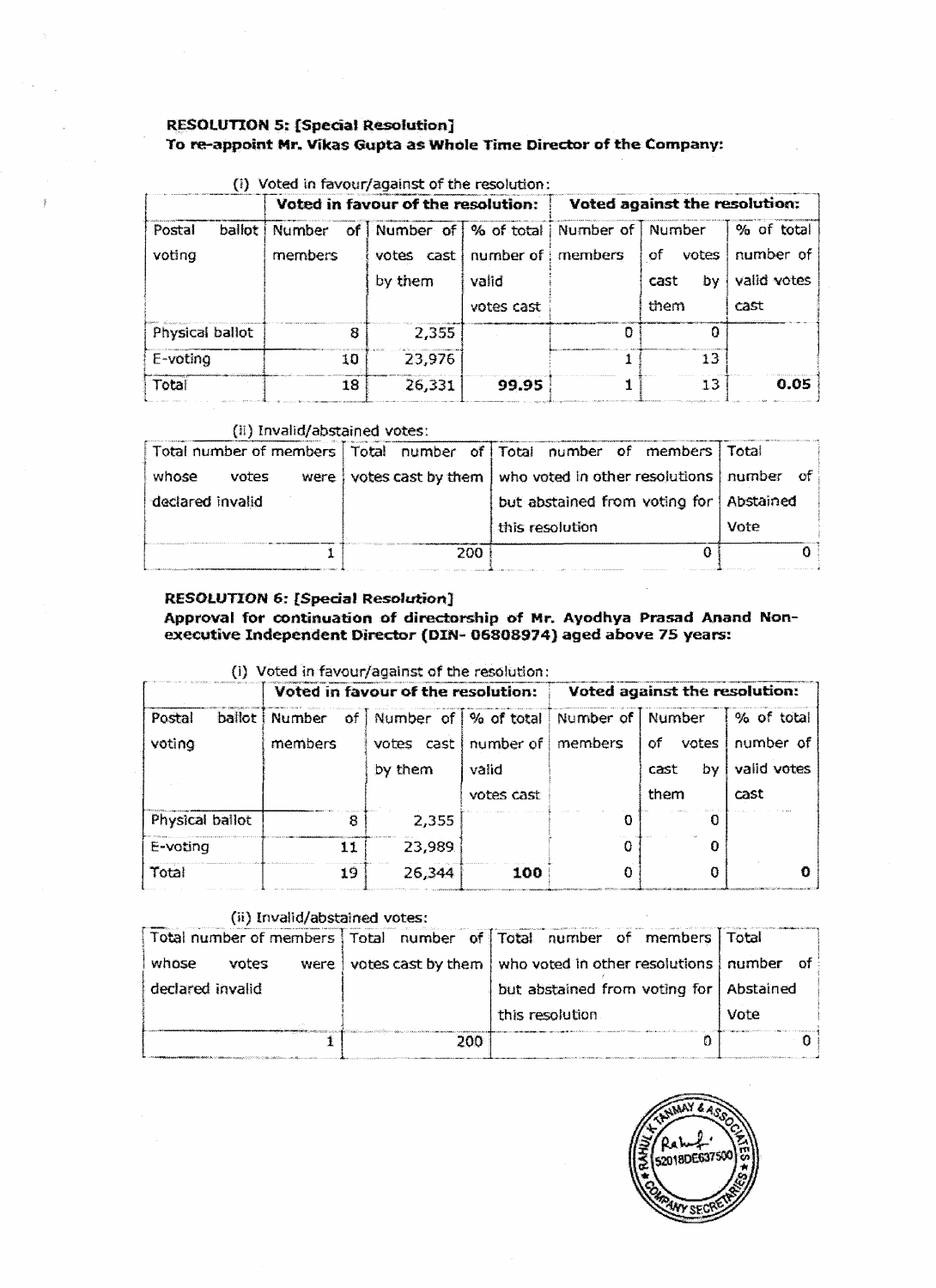**RESOLUTION 5: [Special Resolution]**
**To re-appoint Mr. Vikas Gupta as Whole Time Director of the Company:**

(i) Voted in favour/against of the resolution:

| | Voted in favour of the resolution: | | | Voted against the resolution: | | |
|---|---|---|---|---|---|---|
| Postal ballot voting | Number of members | Number of votes cast by them | % of total number of valid votes cast | Number of members | Number of votes cast by them | % of total number of valid votes cast |
| Physical ballot | 8 | 2,355 | | 0 | 0 | |
| E-voting | 10 | 23,976 | | 1 | 13 | |
| Total | 18 | 26,331 | **99.95** | 1 | 13 | **0.05** |

(ii) Invalid/abstained votes:

| Total number of members whose votes were declared invalid | Total number of votes cast by them | Total number of members who voted in other resolutions but abstained from voting for this resolution | Total number of Abstained Vote |
|---|---|---|---|
| 1 | 200 | 0 | 0 |

**RESOLUTION 6: [Special Resolution]**
**Approval for continuation of directorship of Mr. Ayodhya Prasad Anand Non-executive Independent Director (DIN- 06808974) aged above 75 years:**

(i) Voted in favour/against of the resolution:

| | Voted in favour of the resolution: | | | Voted against the resolution: | | |
|---|---|---|---|---|---|---|
| Postal ballot voting | Number of members | Number of votes cast by them | % of total number of valid votes cast | Number of members | Number of votes cast by them | % of total number of valid votes cast |
| Physical ballot | 8 | 2,355 | | 0 | 0 | |
| E-voting | 11 | 23,989 | | 0 | 0 | |
| Total | 19 | 26,344 | **100** | 0 | 0 | **0** |

(ii) Invalid/abstained votes:

| Total number of members whose votes were declared invalid | Total number of votes cast by them | Total number of members who voted in other resolutions but abstained from voting for this resolution | Total number of Abstained Vote |
|---|---|---|---|
| 1 | 200 | 0 | 0 |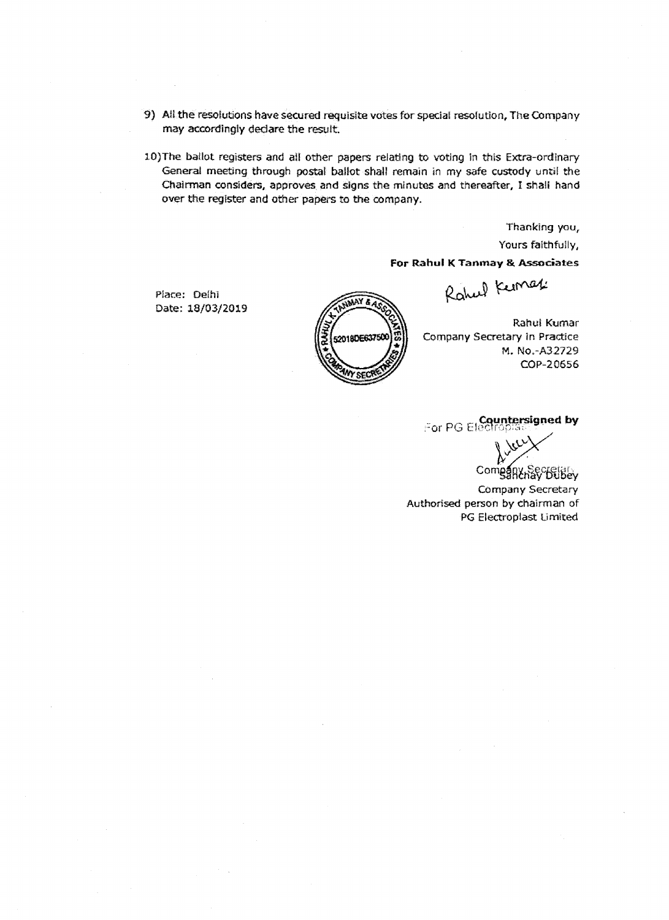9) All the resolutions have secured requisite votes for special resolution, The Company may accordingly declare the result.

10) The ballot registers and all other papers relating to voting in this Extra-ordinary General meeting through postal ballot shall remain in my safe custody until the Chairman considers, approves and signs the minutes and thereafter, I shall hand over the register and other papers to the company.

Thanking you,

Yours faithfully,

**For Rahul K Tanmay & Associates**

Place: Delhi

Date: 18/03/2019

Rahul Kumar

Company Secretary in Practice

M. No.-A32729

COP-20656

**Countersigned by**

For PG Electroplast

Company Secretary

Sanchay Dubey

Company Secretary

Authorised person by chairman of

PG Electroplast Limited